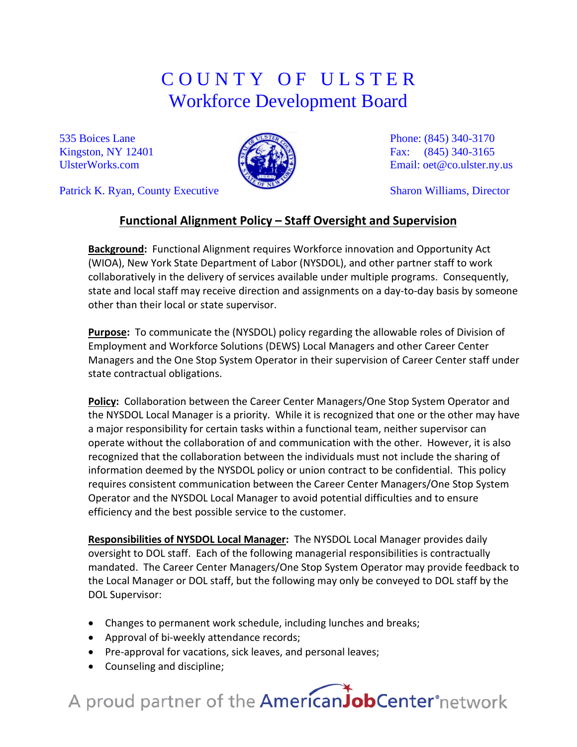# COUNTY OF ULSTER
## Workforce Development Board

535 Boices Lane
Kingston, NY 12401
UlsterWorks.com

Phone: (845) 340-3170
Fax: (845) 340-3165
Email: oet@co.ulster.ny.us

Patrick K. Ryan, County Executive

Sharon Williams, Director

## Functional Alignment Policy – Staff Oversight and Supervision

**Background:** Functional Alignment requires Workforce innovation and Opportunity Act (WIOA), New York State Department of Labor (NYSDOL), and other partner staff to work collaboratively in the delivery of services available under multiple programs. Consequently, state and local staff may receive direction and assignments on a day-to-day basis by someone other than their local or state supervisor.

**Purpose:** To communicate the (NYSDOL) policy regarding the allowable roles of Division of Employment and Workforce Solutions (DEWS) Local Managers and other Career Center Managers and the One Stop System Operator in their supervision of Career Center staff under state contractual obligations.

**Policy:** Collaboration between the Career Center Managers/One Stop System Operator and the NYSDOL Local Manager is a priority. While it is recognized that one or the other may have a major responsibility for certain tasks within a functional team, neither supervisor can operate without the collaboration of and communication with the other. However, it is also recognized that the collaboration between the individuals must not include the sharing of information deemed by the NYSDOL policy or union contract to be confidential. This policy requires consistent communication between the Career Center Managers/One Stop System Operator and the NYSDOL Local Manager to avoid potential difficulties and to ensure efficiency and the best possible service to the customer.

**Responsibilities of NYSDOL Local Manager:** The NYSDOL Local Manager provides daily oversight to DOL staff. Each of the following managerial responsibilities is contractually mandated. The Career Center Managers/One Stop System Operator may provide feedback to the Local Manager or DOL staff, but the following may only be conveyed to DOL staff by the DOL Supervisor:

- Changes to permanent work schedule, including lunches and breaks;
- Approval of bi-weekly attendance records;
- Pre-approval for vacations, sick leaves, and personal leaves;
- Counseling and discipline;

A proud partner of the AmericanJobCenter® network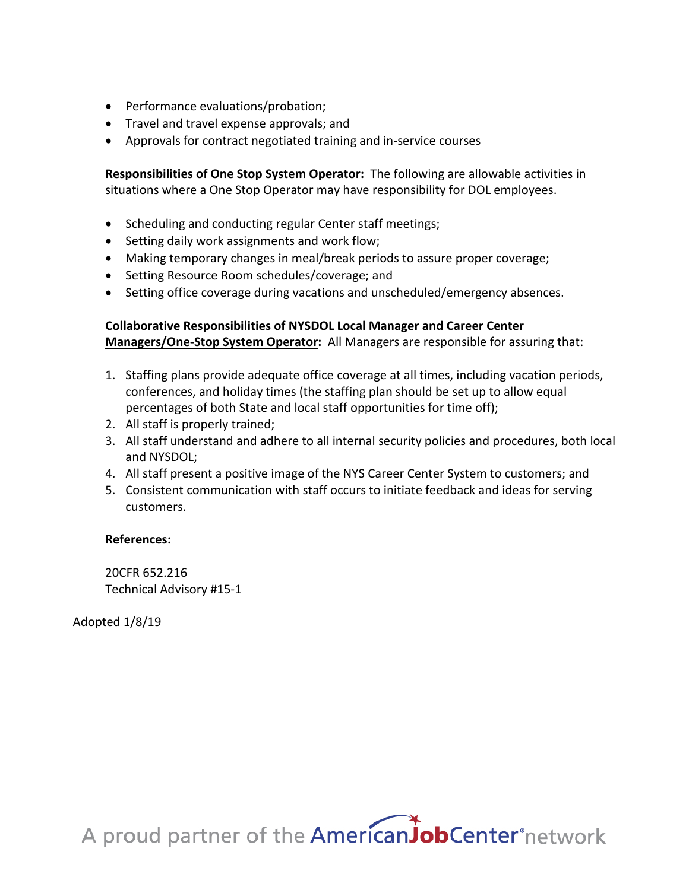- Performance evaluations/probation;
- Travel and travel expense approvals; and
- Approvals for contract negotiated training and in-service courses

**Responsibilities of One Stop System Operator:** The following are allowable activities in situations where a One Stop Operator may have responsibility for DOL employees.

- Scheduling and conducting regular Center staff meetings;
- Setting daily work assignments and work flow;
- Making temporary changes in meal/break periods to assure proper coverage;
- Setting Resource Room schedules/coverage; and
- Setting office coverage during vacations and unscheduled/emergency absences.

**Collaborative Responsibilities of NYSDOL Local Manager and Career Center Managers/One-Stop System Operator:** All Managers are responsible for assuring that:

1. Staffing plans provide adequate office coverage at all times, including vacation periods, conferences, and holiday times (the staffing plan should be set up to allow equal percentages of both State and local staff opportunities for time off);
2. All staff is properly trained;
3. All staff understand and adhere to all internal security policies and procedures, both local and NYSDOL;
4. All staff present a positive image of the NYS Career Center System to customers; and
5. Consistent communication with staff occurs to initiate feedback and ideas for serving customers.

**References:**

20CFR 652.216
Technical Advisory #15-1

Adopted 1/8/19